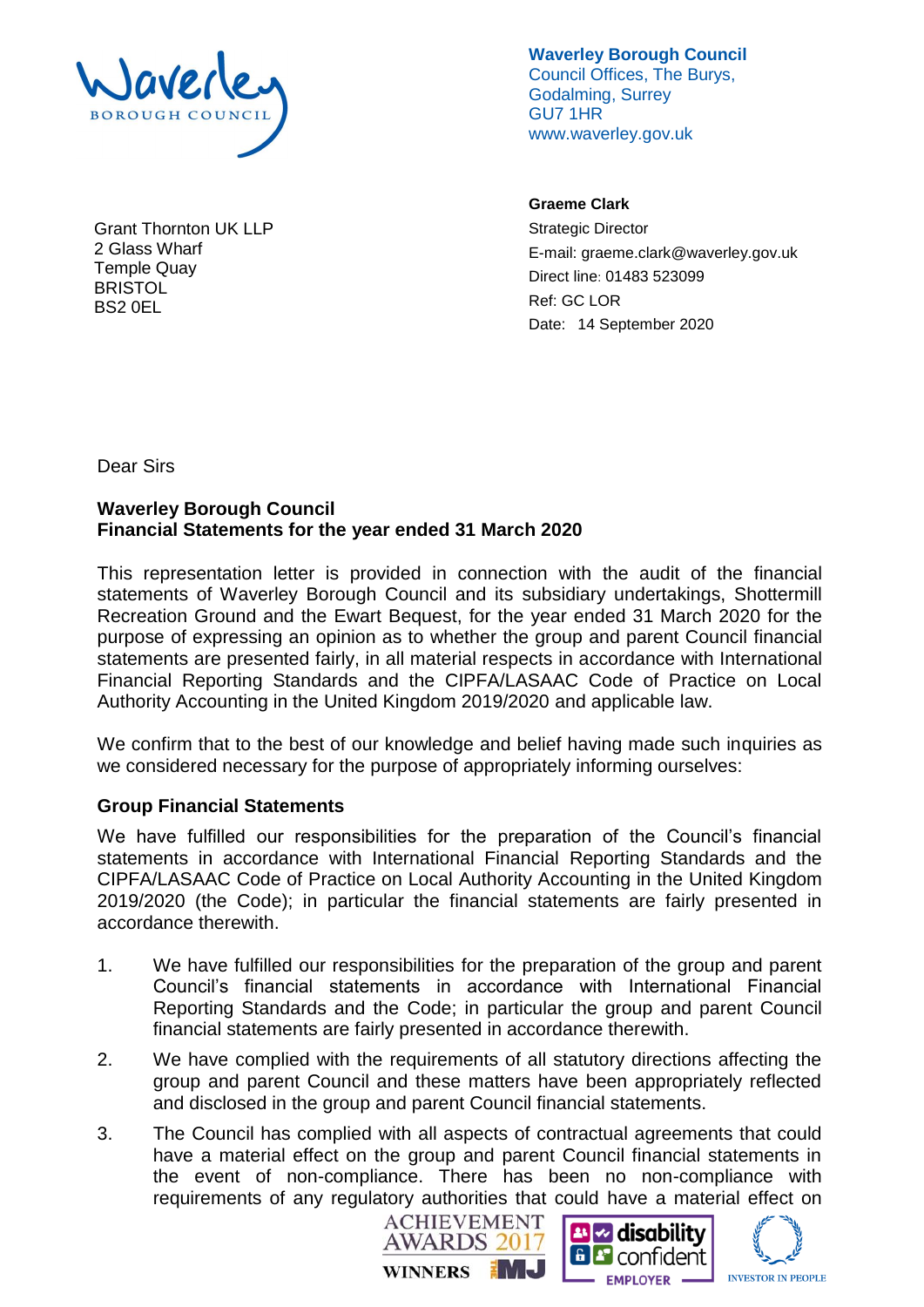**Waverley Borough Council**
Council Offices, The Burys,
Godalming, Surrey
GU7 1HR
www.waverley.gov.uk

**Graeme Clark**
Strategic Director
E-mail: graeme.clark@waverley.gov.uk
Direct line: 01483 523099
Ref: GC LOR
Date: 14 September 2020

Grant Thornton UK LLP
2 Glass Wharf
Temple Quay
BRISTOL
BS2 0EL

Dear Sirs

**Waverley Borough Council**
**Financial Statements for the year ended 31 March 2020**

This representation letter is provided in connection with the audit of the financial statements of Waverley Borough Council and its subsidiary undertakings, Shottermill Recreation Ground and the Ewart Bequest, for the year ended 31 March 2020 for the purpose of expressing an opinion as to whether the group and parent Council financial statements are presented fairly, in all material respects in accordance with International Financial Reporting Standards and the CIPFA/LASAAC Code of Practice on Local Authority Accounting in the United Kingdom 2019/2020 and applicable law.

We confirm that to the best of our knowledge and belief having made such inquiries as we considered necessary for the purpose of appropriately informing ourselves:

### Group Financial Statements

We have fulfilled our responsibilities for the preparation of the Council's financial statements in accordance with International Financial Reporting Standards and the CIPFA/LASAAC Code of Practice on Local Authority Accounting in the United Kingdom 2019/2020 (the Code); in particular the financial statements are fairly presented in accordance therewith.

1. We have fulfilled our responsibilities for the preparation of the group and parent Council's financial statements in accordance with International Financial Reporting Standards and the Code; in particular the group and parent Council financial statements are fairly presented in accordance therewith.
2. We have complied with the requirements of all statutory directions affecting the group and parent Council and these matters have been appropriately reflected and disclosed in the group and parent Council financial statements.
3. The Council has complied with all aspects of contractual agreements that could have a material effect on the group and parent Council financial statements in the event of non-compliance. There has been no non-compliance with requirements of any regulatory authorities that could have a material effect on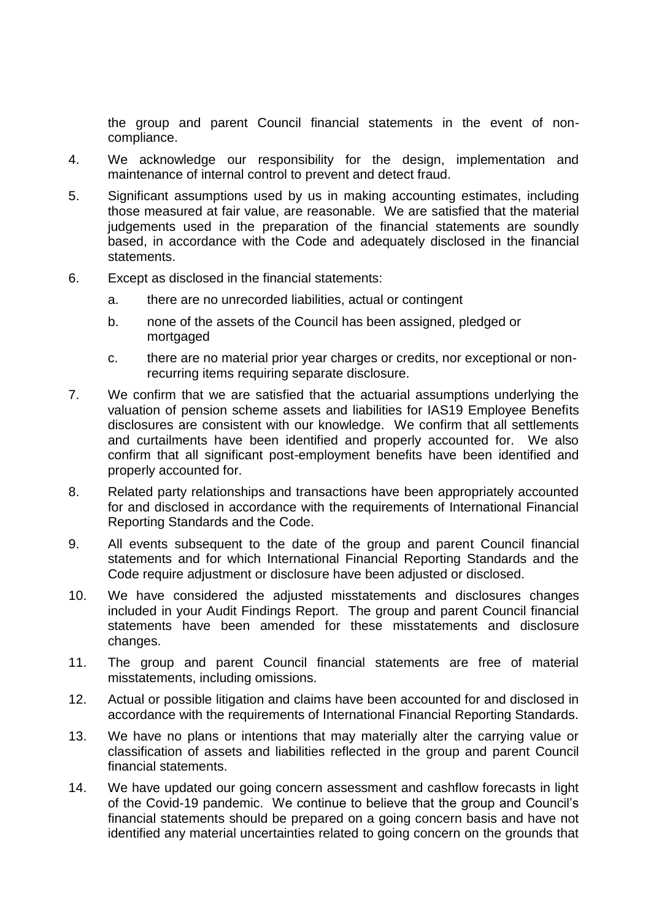the group and parent Council financial statements in the event of non-compliance.

4. We acknowledge our responsibility for the design, implementation and maintenance of internal control to prevent and detect fraud.

5. Significant assumptions used by us in making accounting estimates, including those measured at fair value, are reasonable. We are satisfied that the material judgements used in the preparation of the financial statements are soundly based, in accordance with the Code and adequately disclosed in the financial statements.

6. Except as disclosed in the financial statements:

   a. there are no unrecorded liabilities, actual or contingent

   b. none of the assets of the Council has been assigned, pledged or mortgaged

   c. there are no material prior year charges or credits, nor exceptional or non-recurring items requiring separate disclosure.

7. We confirm that we are satisfied that the actuarial assumptions underlying the valuation of pension scheme assets and liabilities for IAS19 Employee Benefits disclosures are consistent with our knowledge. We confirm that all settlements and curtailments have been identified and properly accounted for. We also confirm that all significant post-employment benefits have been identified and properly accounted for.

8. Related party relationships and transactions have been appropriately accounted for and disclosed in accordance with the requirements of International Financial Reporting Standards and the Code.

9. All events subsequent to the date of the group and parent Council financial statements and for which International Financial Reporting Standards and the Code require adjustment or disclosure have been adjusted or disclosed.

10. We have considered the adjusted misstatements and disclosures changes included in your Audit Findings Report. The group and parent Council financial statements have been amended for these misstatements and disclosure changes.

11. The group and parent Council financial statements are free of material misstatements, including omissions.

12. Actual or possible litigation and claims have been accounted for and disclosed in accordance with the requirements of International Financial Reporting Standards.

13. We have no plans or intentions that may materially alter the carrying value or classification of assets and liabilities reflected in the group and parent Council financial statements.

14. We have updated our going concern assessment and cashflow forecasts in light of the Covid-19 pandemic. We continue to believe that the group and Council's financial statements should be prepared on a going concern basis and have not identified any material uncertainties related to going concern on the grounds that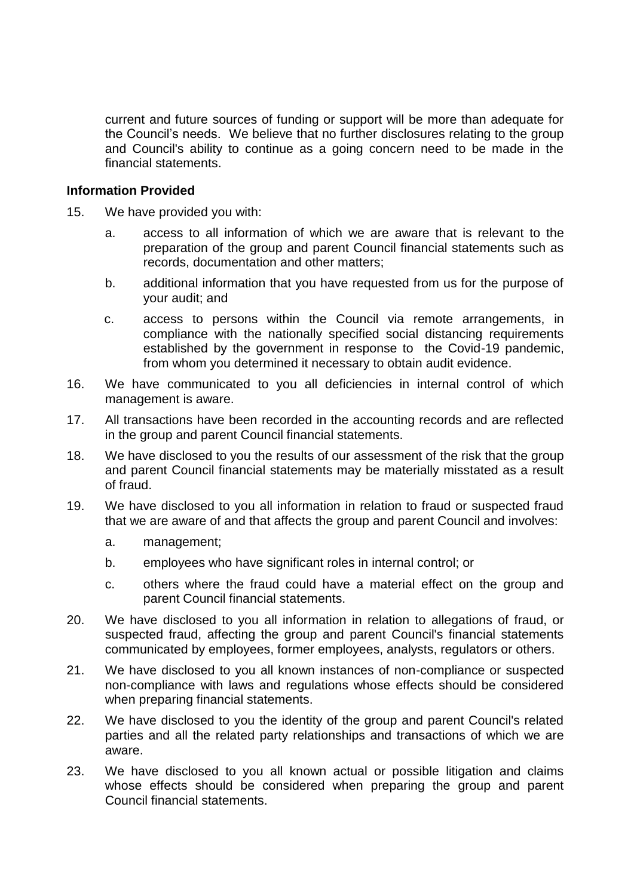current and future sources of funding or support will be more than adequate for the Council's needs. We believe that no further disclosures relating to the group and Council's ability to continue as a going concern need to be made in the financial statements.

**Information Provided**

15. We have provided you with:

    a. access to all information of which we are aware that is relevant to the preparation of the group and parent Council financial statements such as records, documentation and other matters;

    b. additional information that you have requested from us for the purpose of your audit; and

    c. access to persons within the Council via remote arrangements, in compliance with the nationally specified social distancing requirements established by the government in response to the Covid-19 pandemic, from whom you determined it necessary to obtain audit evidence.

16. We have communicated to you all deficiencies in internal control of which management is aware.

17. All transactions have been recorded in the accounting records and are reflected in the group and parent Council financial statements.

18. We have disclosed to you the results of our assessment of the risk that the group and parent Council financial statements may be materially misstated as a result of fraud.

19. We have disclosed to you all information in relation to fraud or suspected fraud that we are aware of and that affects the group and parent Council and involves:

    a. management;

    b. employees who have significant roles in internal control; or

    c. others where the fraud could have a material effect on the group and parent Council financial statements.

20. We have disclosed to you all information in relation to allegations of fraud, or suspected fraud, affecting the group and parent Council's financial statements communicated by employees, former employees, analysts, regulators or others.

21. We have disclosed to you all known instances of non-compliance or suspected non-compliance with laws and regulations whose effects should be considered when preparing financial statements.

22. We have disclosed to you the identity of the group and parent Council's related parties and all the related party relationships and transactions of which we are aware.

23. We have disclosed to you all known actual or possible litigation and claims whose effects should be considered when preparing the group and parent Council financial statements.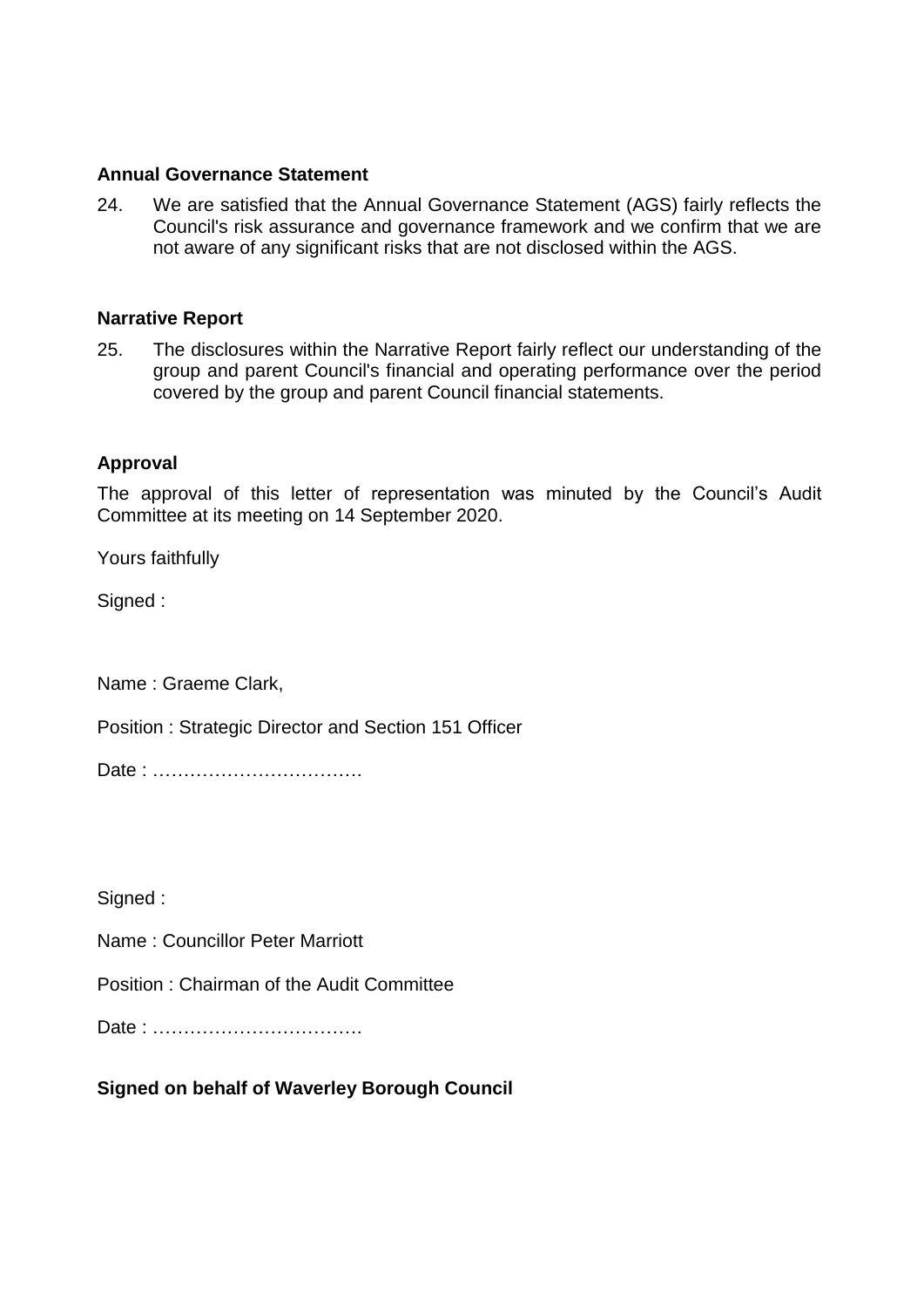**Annual Governance Statement**

24. We are satisfied that the Annual Governance Statement (AGS) fairly reflects the Council's risk assurance and governance framework and we confirm that we are not aware of any significant risks that are not disclosed within the AGS.

**Narrative Report**

25. The disclosures within the Narrative Report fairly reflect our understanding of the group and parent Council's financial and operating performance over the period covered by the group and parent Council financial statements.

**Approval**

The approval of this letter of representation was minuted by the Council's Audit Committee at its meeting on 14 September 2020.

Yours faithfully

Signed :

Name : Graeme Clark,

Position : Strategic Director and Section 151 Officer

Date : ……………………………

Signed :

Name : Councillor Peter Marriott

Position : Chairman of the Audit Committee

Date : ……………………………

**Signed on behalf of Waverley Borough Council**